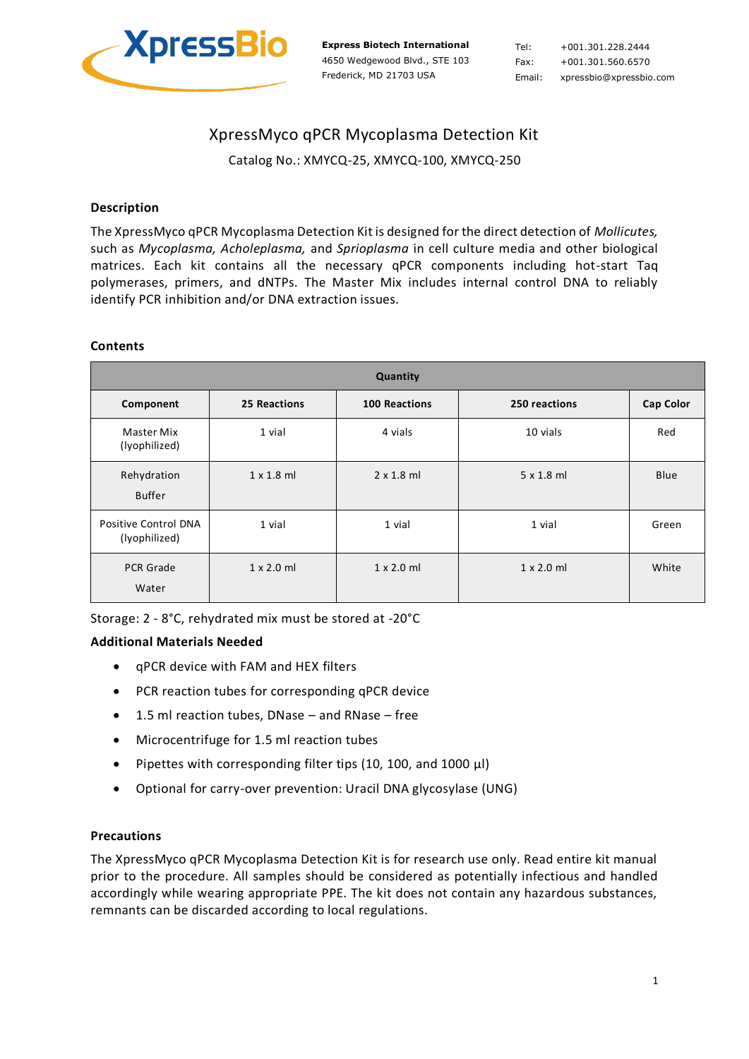Express Biotech International
4650 Wedgewood Blvd., STE 103
Frederick, MD 21703 USA

Tel: +001.301.228.2444
Fax: +001.301.560.6570
Email: xpressbio@xpressbio.com

# XpressMyco qPCR Mycoplasma Detection Kit

Catalog No.: XMYCQ-25, XMYCQ-100, XMYCQ-250

### Description

The XpressMyco qPCR Mycoplasma Detection Kit is designed for the direct detection of *Mollicutes,* such as *Mycoplasma, Acholeplasma,* and *Sprioplasma* in cell culture media and other biological matrices. Each kit contains all the necessary qPCR components including hot-start Taq polymerases, primers, and dNTPs. The Master Mix includes internal control DNA to reliably identify PCR inhibition and/or DNA extraction issues.

### Contents

| Quantity | | | | |
|---|---|---|---|---|
| **Component** | **25 Reactions** | **100 Reactions** | **250 reactions** | **Cap Color** |
| Master Mix (lyophilized) | 1 vial | 4 vials | 10 vials | Red |
| Rehydration Buffer | 1 x 1.8 ml | 2 x 1.8 ml | 5 x 1.8 ml | Blue |
| Positive Control DNA (lyophilized) | 1 vial | 1 vial | 1 vial | Green |
| PCR Grade Water | 1 x 2.0 ml | 1 x 2.0 ml | 1 x 2.0 ml | White |

Storage: 2 - 8°C, rehydrated mix must be stored at -20°C

### Additional Materials Needed

- qPCR device with FAM and HEX filters
- PCR reaction tubes for corresponding qPCR device
- 1.5 ml reaction tubes, DNase – and RNase – free
- Microcentrifuge for 1.5 ml reaction tubes
- Pipettes with corresponding filter tips (10, 100, and 1000 µl)
- Optional for carry-over prevention: Uracil DNA glycosylase (UNG)

### Precautions

The XpressMyco qPCR Mycoplasma Detection Kit is for research use only. Read entire kit manual prior to the procedure. All samples should be considered as potentially infectious and handled accordingly while wearing appropriate PPE. The kit does not contain any hazardous substances, remnants can be discarded according to local regulations.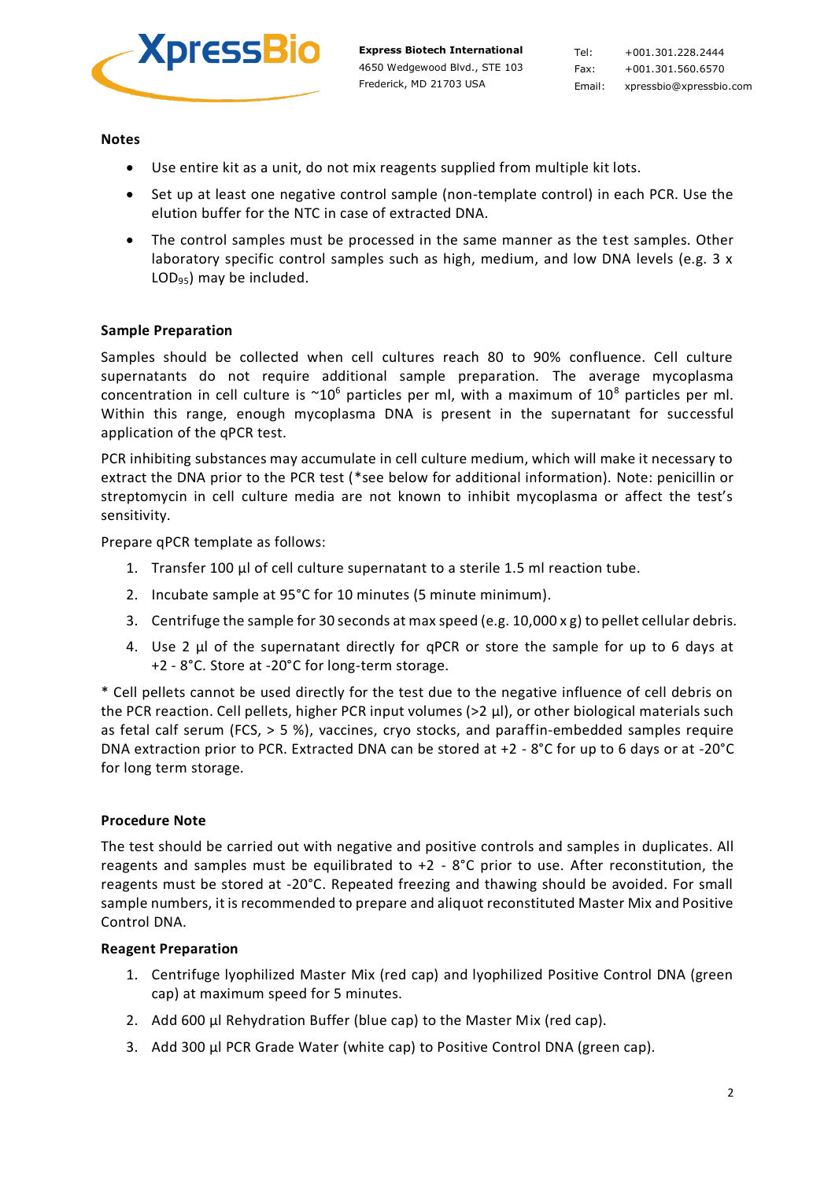### Notes

- Use entire kit as a unit, do not mix reagents supplied from multiple kit lots.
- Set up at least one negative control sample (non-template control) in each PCR. Use the elution buffer for the NTC in case of extracted DNA.
- The control samples must be processed in the same manner as the test samples. Other laboratory specific control samples such as high, medium, and low DNA levels (e.g. 3 x $LOD_{95}$) may be included.

### Sample Preparation

Samples should be collected when cell cultures reach 80 to 90% confluence. Cell culture supernatants do not require additional sample preparation. The average mycoplasma concentration in cell culture is ~$10^6$ particles per ml, with a maximum of $10^8$ particles per ml. Within this range, enough mycoplasma DNA is present in the supernatant for successful application of the qPCR test.

PCR inhibiting substances may accumulate in cell culture medium, which will make it necessary to extract the DNA prior to the PCR test (*see below for additional information). Note: penicillin or streptomycin in cell culture media are not known to inhibit mycoplasma or affect the test's sensitivity.

Prepare qPCR template as follows:

1. Transfer 100 µl of cell culture supernatant to a sterile 1.5 ml reaction tube.
2. Incubate sample at 95°C for 10 minutes (5 minute minimum).
3. Centrifuge the sample for 30 seconds at max speed (e.g. 10,000 x g) to pellet cellular debris.
4. Use 2 µl of the supernatant directly for qPCR or store the sample for up to 6 days at +2 - 8°C. Store at -20°C for long-term storage.

* Cell pellets cannot be used directly for the test due to the negative influence of cell debris on the PCR reaction. Cell pellets, higher PCR input volumes (>2 µl), or other biological materials such as fetal calf serum (FCS, > 5 %), vaccines, cryo stocks, and paraffin-embedded samples require DNA extraction prior to PCR. Extracted DNA can be stored at +2 - 8°C for up to 6 days or at -20°C for long term storage.

### Procedure Note

The test should be carried out with negative and positive controls and samples in duplicates. All reagents and samples must be equilibrated to +2 - 8°C prior to use. After reconstitution, the reagents must be stored at -20°C. Repeated freezing and thawing should be avoided. For small sample numbers, it is recommended to prepare and aliquot reconstituted Master Mix and Positive Control DNA.

### Reagent Preparation

1. Centrifuge lyophilized Master Mix (red cap) and lyophilized Positive Control DNA (green cap) at maximum speed for 5 minutes.
2. Add 600 µl Rehydration Buffer (blue cap) to the Master Mix (red cap).
3. Add 300 µl PCR Grade Water (white cap) to Positive Control DNA (green cap).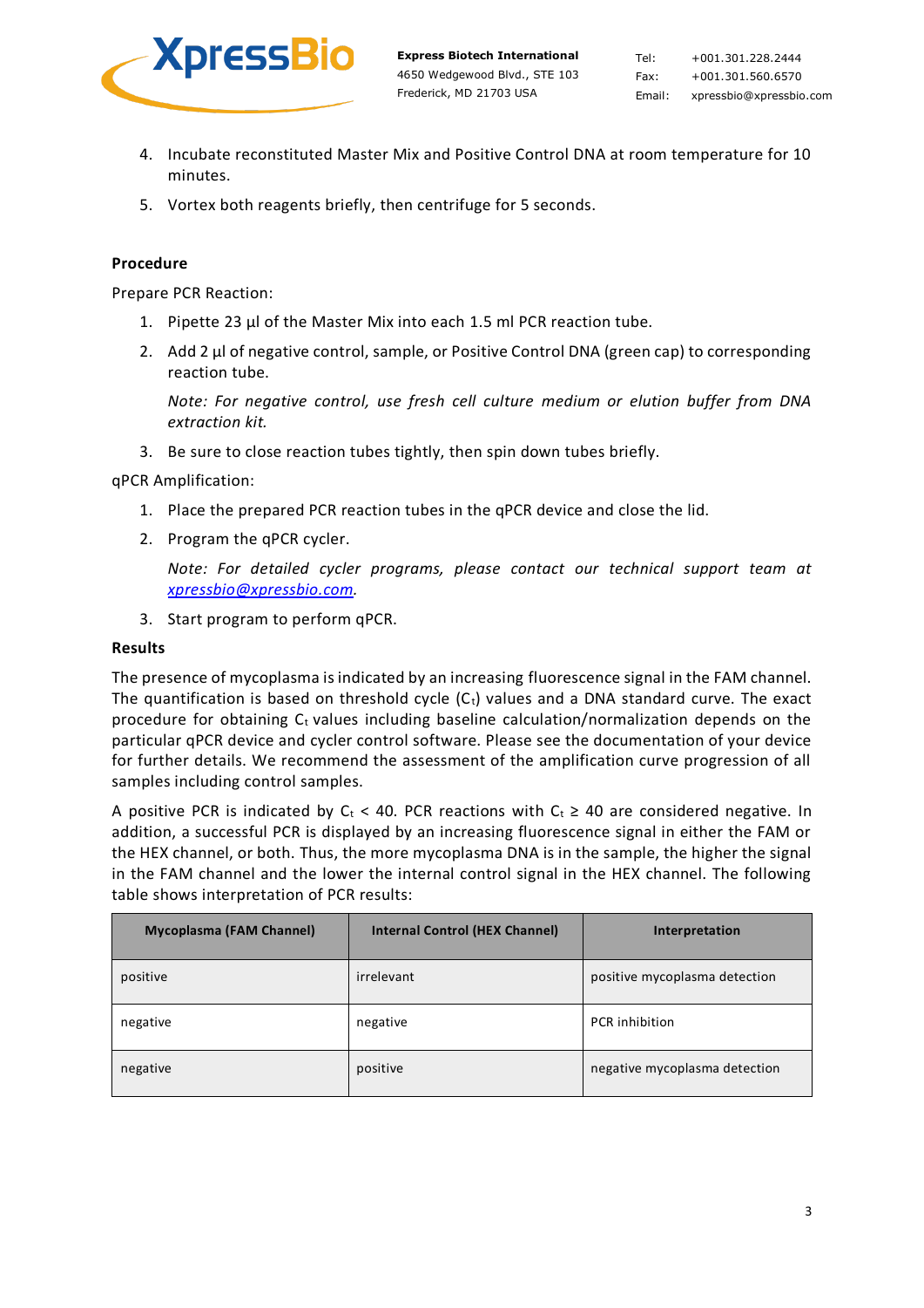4. Incubate reconstituted Master Mix and Positive Control DNA at room temperature for 10 minutes.
5. Vortex both reagents briefly, then centrifuge for 5 seconds.

**Procedure**

Prepare PCR Reaction:

1. Pipette 23 µl of the Master Mix into each 1.5 ml PCR reaction tube.
2. Add 2 µl of negative control, sample, or Positive Control DNA (green cap) to corresponding reaction tube.

   *Note: For negative control, use fresh cell culture medium or elution buffer from DNA extraction kit.*

3. Be sure to close reaction tubes tightly, then spin down tubes briefly.

qPCR Amplification:

1. Place the prepared PCR reaction tubes in the qPCR device and close the lid.
2. Program the qPCR cycler.

   *Note: For detailed cycler programs, please contact our technical support team at xpressbio@xpressbio.com.*

3. Start program to perform qPCR.

**Results**

The presence of mycoplasma is indicated by an increasing fluorescence signal in the FAM channel. The quantification is based on threshold cycle ($C_t$) values and a DNA standard curve. The exact procedure for obtaining $C_t$ values including baseline calculation/normalization depends on the particular qPCR device and cycler control software. Please see the documentation of your device for further details. We recommend the assessment of the amplification curve progression of all samples including control samples.

A positive PCR is indicated by $C_t < 40$. PCR reactions with $C_t \geq 40$ are considered negative. In addition, a successful PCR is displayed by an increasing fluorescence signal in either the FAM or the HEX channel, or both. Thus, the more mycoplasma DNA is in the sample, the higher the signal in the FAM channel and the lower the internal control signal in the HEX channel. The following table shows interpretation of PCR results:

| Mycoplasma (FAM Channel) | Internal Control (HEX Channel) | Interpretation |
|---|---|---|
| positive | irrelevant | positive mycoplasma detection |
| negative | negative | PCR inhibition |
| negative | positive | negative mycoplasma detection |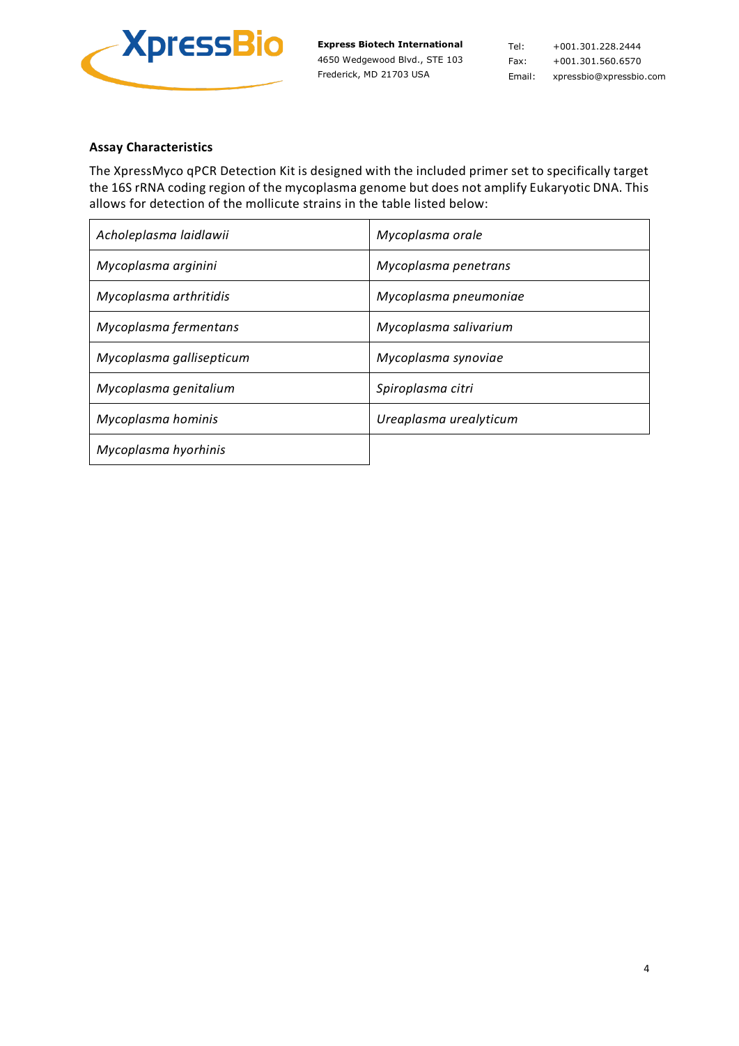**Assay Characteristics**

The XpressMyco qPCR Detection Kit is designed with the included primer set to specifically target the 16S rRNA coding region of the mycoplasma genome but does not amplify Eukaryotic DNA. This allows for detection of the mollicute strains in the table listed below:

| | |
|---|---|
| *Acholeplasma laidlawii* | *Mycoplasma orale* |
| *Mycoplasma arginini* | *Mycoplasma penetrans* |
| *Mycoplasma arthritidis* | *Mycoplasma pneumoniae* |
| *Mycoplasma fermentans* | *Mycoplasma salivarium* |
| *Mycoplasma gallisepticum* | *Mycoplasma synoviae* |
| *Mycoplasma genitalium* | *Spiroplasma citri* |
| *Mycoplasma hominis* | *Ureaplasma urealyticum* |
| *Mycoplasma hyorhinis* | |